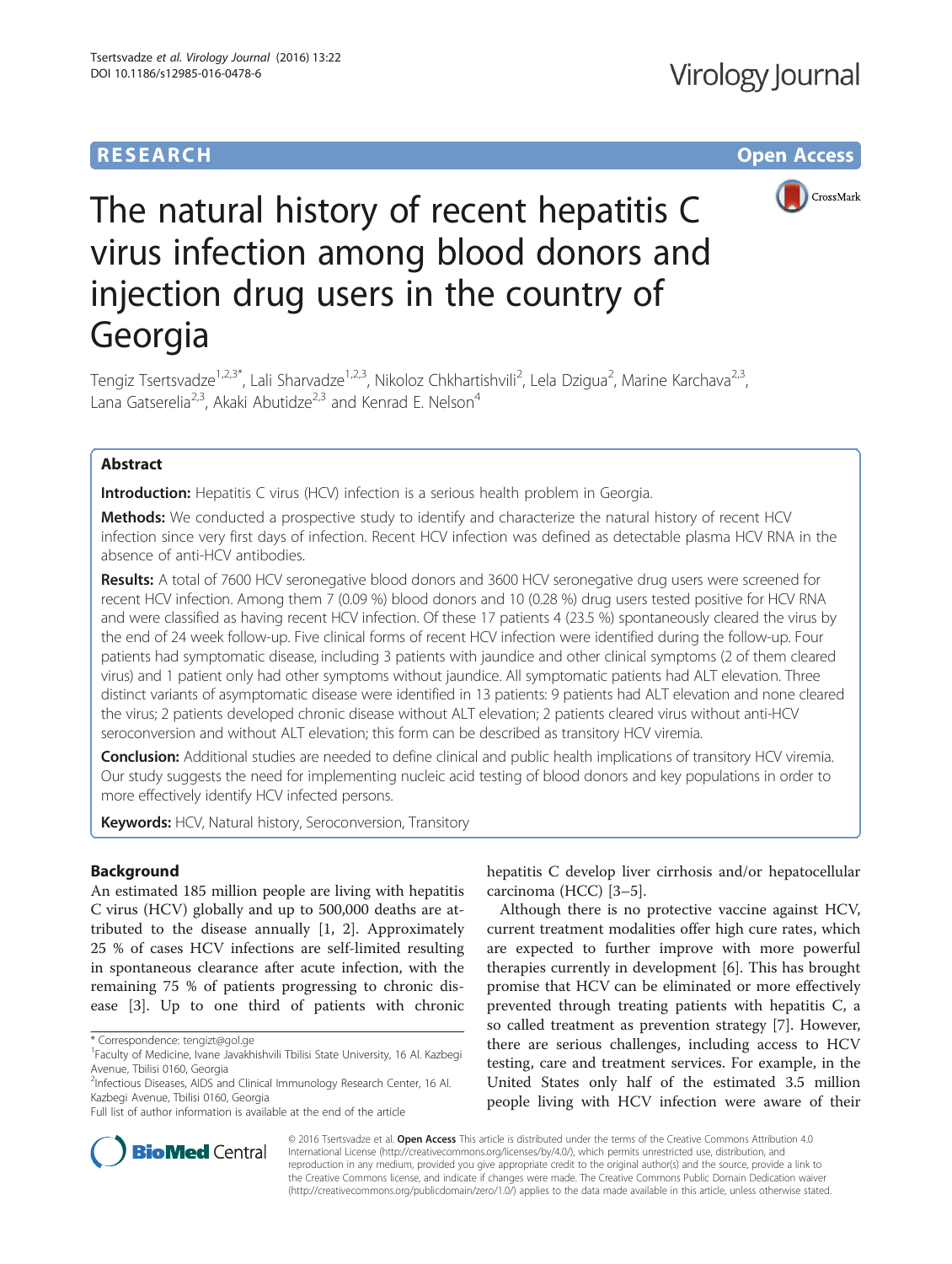RESEARCH

Open Access

# The natural history of recent hepatitis C virus infection among blood donors and injection drug users in the country of Georgia

Tengiz Tsertsvadze[1,2,3*], Lali Sharvadze[1,2,3], Nikoloz Chkhartishvili[2], Lela Dzigua[2], Marine Karchava[2,3], Lana Gatserelia[2,3], Akaki Abutidze[2,3] and Kenrad E. Nelson[4]

## Abstract

**Introduction:** Hepatitis C virus (HCV) infection is a serious health problem in Georgia.

**Methods:** We conducted a prospective study to identify and characterize the natural history of recent HCV infection since very first days of infection. Recent HCV infection was defined as detectable plasma HCV RNA in the absence of anti-HCV antibodies.

**Results:** A total of 7600 HCV seronegative blood donors and 3600 HCV seronegative drug users were screened for recent HCV infection. Among them 7 (0.09 %) blood donors and 10 (0.28 %) drug users tested positive for HCV RNA and were classified as having recent HCV infection. Of these 17 patients 4 (23.5 %) spontaneously cleared the virus by the end of 24 week follow-up. Five clinical forms of recent HCV infection were identified during the follow-up. Four patients had symptomatic disease, including 3 patients with jaundice and other clinical symptoms (2 of them cleared virus) and 1 patient only had other symptoms without jaundice. All symptomatic patients had ALT elevation. Three distinct variants of asymptomatic disease were identified in 13 patients: 9 patients had ALT elevation and none cleared the virus; 2 patients developed chronic disease without ALT elevation; 2 patients cleared virus without anti-HCV seroconversion and without ALT elevation; this form can be described as transitory HCV viremia.

**Conclusion:** Additional studies are needed to define clinical and public health implications of transitory HCV viremia. Our study suggests the need for implementing nucleic acid testing of blood donors and key populations in order to more effectively identify HCV infected persons.

**Keywords:** HCV, Natural history, Seroconversion, Transitory

## Background

An estimated 185 million people are living with hepatitis C virus (HCV) globally and up to 500,000 deaths are attributed to the disease annually [1, 2]. Approximately 25 % of cases HCV infections are self-limited resulting in spontaneous clearance after acute infection, with the remaining 75 % of patients progressing to chronic disease [3]. Up to one third of patients with chronic hepatitis C develop liver cirrhosis and/or hepatocellular carcinoma (HCC) [3–5].

Although there is no protective vaccine against HCV, current treatment modalities offer high cure rates, which are expected to further improve with more powerful therapies currently in development [6]. This has brought promise that HCV can be eliminated or more effectively prevented through treating patients with hepatitis C, a so called treatment as prevention strategy [7]. However, there are serious challenges, including access to HCV testing, care and treatment services. For example, in the United States only half of the estimated 3.5 million people living with HCV infection were aware of their

* Correspondence: tengizt@gol.ge
[1]Faculty of Medicine, Ivane Javakhishvili Tbilisi State University, 16 Al. Kazbegi Avenue, Tbilisi 0160, Georgia
[2]Infectious Diseases, AIDS and Clinical Immunology Research Center, 16 Al. Kazbegi Avenue, Tbilisi 0160, Georgia
Full list of author information is available at the end of the article

© 2016 Tsertsvadze et al. **Open Access** This article is distributed under the terms of the Creative Commons Attribution 4.0 International License (http://creativecommons.org/licenses/by/4.0/), which permits unrestricted use, distribution, and reproduction in any medium, provided you give appropriate credit to the original author(s) and the source, provide a link to the Creative Commons license, and indicate if changes were made. The Creative Commons Public Domain Dedication waiver (http://creativecommons.org/publicdomain/zero/1.0/) applies to the data made available in this article, unless otherwise stated.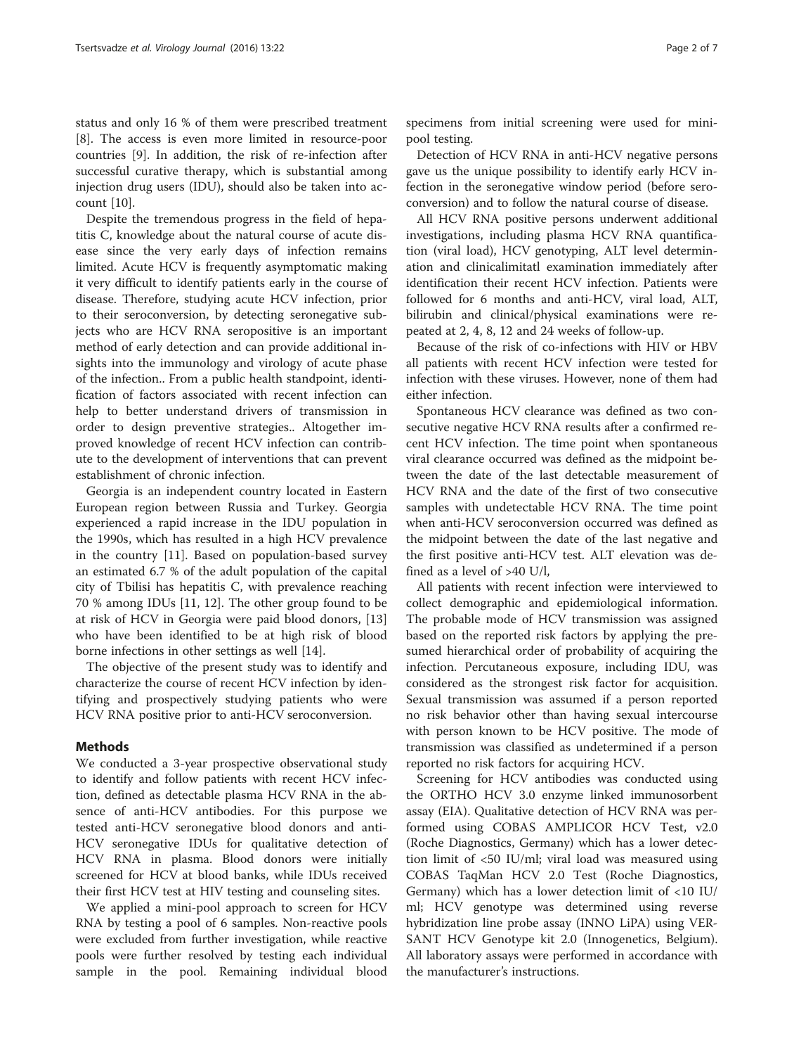status and only 16 % of them were prescribed treatment [8]. The access is even more limited in resource-poor countries [9]. In addition, the risk of re-infection after successful curative therapy, which is substantial among injection drug users (IDU), should also be taken into account [10].

Despite the tremendous progress in the field of hepatitis C, knowledge about the natural course of acute disease since the very early days of infection remains limited. Acute HCV is frequently asymptomatic making it very difficult to identify patients early in the course of disease. Therefore, studying acute HCV infection, prior to their seroconversion, by detecting seronegative subjects who are HCV RNA seropositive is an important method of early detection and can provide additional insights into the immunology and virology of acute phase of the infection.. From a public health standpoint, identification of factors associated with recent infection can help to better understand drivers of transmission in order to design preventive strategies.. Altogether improved knowledge of recent HCV infection can contribute to the development of interventions that can prevent establishment of chronic infection.

Georgia is an independent country located in Eastern European region between Russia and Turkey. Georgia experienced a rapid increase in the IDU population in the 1990s, which has resulted in a high HCV prevalence in the country [11]. Based on population-based survey an estimated 6.7 % of the adult population of the capital city of Tbilisi has hepatitis C, with prevalence reaching 70 % among IDUs [11, 12]. The other group found to be at risk of HCV in Georgia were paid blood donors, [13] who have been identified to be at high risk of blood borne infections in other settings as well [14].

The objective of the present study was to identify and characterize the course of recent HCV infection by identifying and prospectively studying patients who were HCV RNA positive prior to anti-HCV seroconversion.

## Methods

We conducted a 3-year prospective observational study to identify and follow patients with recent HCV infection, defined as detectable plasma HCV RNA in the absence of anti-HCV antibodies. For this purpose we tested anti-HCV seronegative blood donors and anti-HCV seronegative IDUs for qualitative detection of HCV RNA in plasma. Blood donors were initially screened for HCV at blood banks, while IDUs received their first HCV test at HIV testing and counseling sites.

We applied a mini-pool approach to screen for HCV RNA by testing a pool of 6 samples. Non-reactive pools were excluded from further investigation, while reactive pools were further resolved by testing each individual sample in the pool. Remaining individual blood specimens from initial screening were used for mini-pool testing.

Detection of HCV RNA in anti-HCV negative persons gave us the unique possibility to identify early HCV infection in the seronegative window period (before seroconversion) and to follow the natural course of disease.

All HCV RNA positive persons underwent additional investigations, including plasma HCV RNA quantification (viral load), HCV genotyping, ALT level determination and clinicalimitatl examination immediately after identification their recent HCV infection. Patients were followed for 6 months and anti-HCV, viral load, ALT, bilirubin and clinical/physical examinations were repeated at 2, 4, 8, 12 and 24 weeks of follow-up.

Because of the risk of co-infections with HIV or HBV all patients with recent HCV infection were tested for infection with these viruses. However, none of them had either infection.

Spontaneous HCV clearance was defined as two consecutive negative HCV RNA results after a confirmed recent HCV infection. The time point when spontaneous viral clearance occurred was defined as the midpoint between the date of the last detectable measurement of HCV RNA and the date of the first of two consecutive samples with undetectable HCV RNA. The time point when anti-HCV seroconversion occurred was defined as the midpoint between the date of the last negative and the first positive anti-HCV test. ALT elevation was defined as a level of >40 U/l,

All patients with recent infection were interviewed to collect demographic and epidemiological information. The probable mode of HCV transmission was assigned based on the reported risk factors by applying the presumed hierarchical order of probability of acquiring the infection. Percutaneous exposure, including IDU, was considered as the strongest risk factor for acquisition. Sexual transmission was assumed if a person reported no risk behavior other than having sexual intercourse with person known to be HCV positive. The mode of transmission was classified as undetermined if a person reported no risk factors for acquiring HCV.

Screening for HCV antibodies was conducted using the ORTHO HCV 3.0 enzyme linked immunosorbent assay (EIA). Qualitative detection of HCV RNA was performed using COBAS AMPLICOR HCV Test, v2.0 (Roche Diagnostics, Germany) which has a lower detection limit of <50 IU/ml; viral load was measured using COBAS TaqMan HCV 2.0 Test (Roche Diagnostics, Germany) which has a lower detection limit of <10 IU/ml; HCV genotype was determined using reverse hybridization line probe assay (INNO LiPA) using VERSANT HCV Genotype kit 2.0 (Innogenetics, Belgium). All laboratory assays were performed in accordance with the manufacturer's instructions.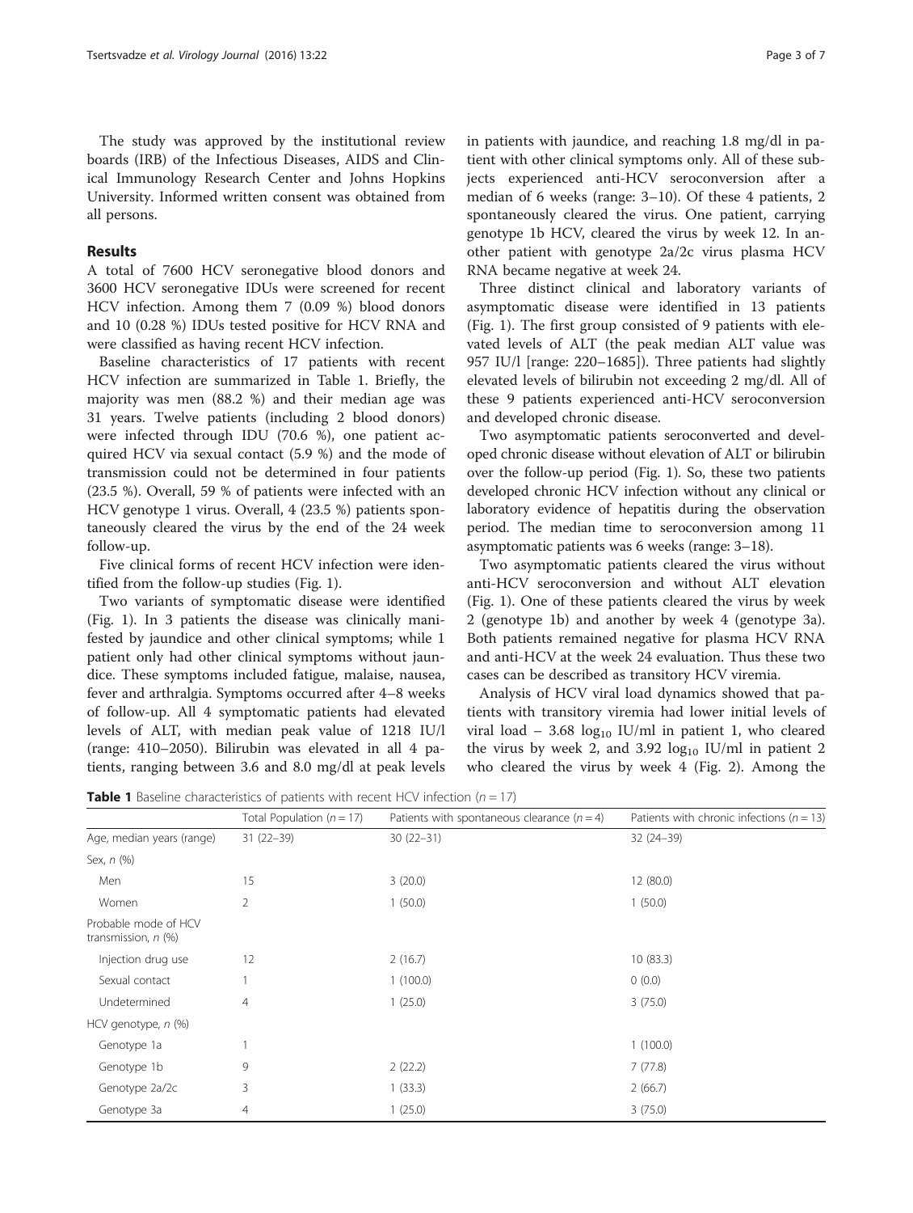The study was approved by the institutional review boards (IRB) of the Infectious Diseases, AIDS and Clinical Immunology Research Center and Johns Hopkins University. Informed written consent was obtained from all persons.

## Results

A total of 7600 HCV seronegative blood donors and 3600 HCV seronegative IDUs were screened for recent HCV infection. Among them 7 (0.09 %) blood donors and 10 (0.28 %) IDUs tested positive for HCV RNA and were classified as having recent HCV infection.

Baseline characteristics of 17 patients with recent HCV infection are summarized in Table 1. Briefly, the majority was men (88.2 %) and their median age was 31 years. Twelve patients (including 2 blood donors) were infected through IDU (70.6 %), one patient acquired HCV via sexual contact (5.9 %) and the mode of transmission could not be determined in four patients (23.5 %). Overall, 59 % of patients were infected with an HCV genotype 1 virus. Overall, 4 (23.5 %) patients spontaneously cleared the virus by the end of the 24 week follow-up.

Five clinical forms of recent HCV infection were identified from the follow-up studies (Fig. 1).

Two variants of symptomatic disease were identified (Fig. 1). In 3 patients the disease was clinically manifested by jaundice and other clinical symptoms; while 1 patient only had other clinical symptoms without jaundice. These symptoms included fatigue, malaise, nausea, fever and arthralgia. Symptoms occurred after 4–8 weeks of follow-up. All 4 symptomatic patients had elevated levels of ALT, with median peak value of 1218 IU/l (range: 410–2050). Bilirubin was elevated in all 4 patients, ranging between 3.6 and 8.0 mg/dl at peak levels in patients with jaundice, and reaching 1.8 mg/dl in patient with other clinical symptoms only. All of these subjects experienced anti-HCV seroconversion after a median of 6 weeks (range: 3–10). Of these 4 patients, 2 spontaneously cleared the virus. One patient, carrying genotype 1b HCV, cleared the virus by week 12. In another patient with genotype 2a/2c virus plasma HCV RNA became negative at week 24.

Three distinct clinical and laboratory variants of asymptomatic disease were identified in 13 patients (Fig. 1). The first group consisted of 9 patients with elevated levels of ALT (the peak median ALT value was 957 IU/l [range: 220–1685]). Three patients had slightly elevated levels of bilirubin not exceeding 2 mg/dl. All of these 9 patients experienced anti-HCV seroconversion and developed chronic disease.

Two asymptomatic patients seroconverted and developed chronic disease without elevation of ALT or bilirubin over the follow-up period (Fig. 1). So, these two patients developed chronic HCV infection without any clinical or laboratory evidence of hepatitis during the observation period. The median time to seroconversion among 11 asymptomatic patients was 6 weeks (range: 3–18).

Two asymptomatic patients cleared the virus without anti-HCV seroconversion and without ALT elevation (Fig. 1). One of these patients cleared the virus by week 2 (genotype 1b) and another by week 4 (genotype 3a). Both patients remained negative for plasma HCV RNA and anti-HCV at the week 24 evaluation. Thus these two cases can be described as transitory HCV viremia.

Analysis of HCV viral load dynamics showed that patients with transitory viremia had lower initial levels of viral load – 3.68 $\log_{10}$ IU/ml in patient 1, who cleared the virus by week 2, and 3.92 $\log_{10}$ IU/ml in patient 2 who cleared the virus by week 4 (Fig. 2). Among the

**Table 1** Baseline characteristics of patients with recent HCV infection ($n = 17$)

| | Total Population ($n = 17$) | Patients with spontaneous clearance ($n = 4$) | Patients with chronic infections ($n = 13$) |
|---|---|---|---|
| Age, median years (range) | 31 (22–39) | 30 (22–31) | 32 (24–39) |
| Sex, *n* (%) | | | |
| Men | 15 | 3 (20.0) | 12 (80.0) |
| Women | 2 | 1 (50.0) | 1 (50.0) |
| Probable mode of HCV transmission, *n* (%) | | | |
| Injection drug use | 12 | 2 (16.7) | 10 (83.3) |
| Sexual contact | 1 | 1 (100.0) | 0 (0.0) |
| Undetermined | 4 | 1 (25.0) | 3 (75.0) |
| HCV genotype, *n* (%) | | | |
| Genotype 1a | 1 | | 1 (100.0) |
| Genotype 1b | 9 | 2 (22.2) | 7 (77.8) |
| Genotype 2a/2c | 3 | 1 (33.3) | 2 (66.7) |
| Genotype 3a | 4 | 1 (25.0) | 3 (75.0) |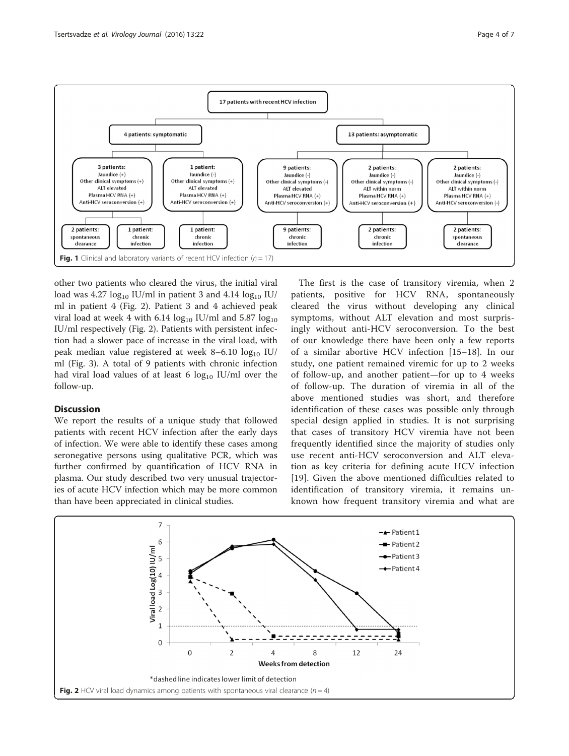17 patients with recent HCV infection

- 4 patients: symptomatic
  - 3 patients: Jaundice (+), Other clinical symptoms (+), ALT elevated, Plasma HCV RNA (+), Anti-HCV seroconversion (+)
    - 2 patients: spontaneous clearance
    - 1 patient: chronic infection
  - 1 patient: Jaundice (-), Other clinical symptoms (+), ALT elevated, Plasma HCV RNA (+), Anti-HCV seroconversion (+)
    - 1 patient: chronic infection
- 13 patients: asymptomatic
  - 9 patients: Jaundice (-), Other clinical symptoms (-), ALT elevated, Plasma HCV RNA (+), Anti-HCV seroconversion (+)
    - 9 patients: chronic infection
  - 2 patients: Jaundice (-), Other clinical symptoms (-), ALT within norm, Plasma HCV RNA (+), Anti-HCV seroconversion (+)
    - 2 patients: chronic infection
  - 2 patients: Jaundice (-), Other clinical symptoms (-), ALT within norm, Plasma HCV RNA (+), Anti-HCV seroconversion (-)
    - 2 patients: spontaneous clearance

**Fig. 1** Clinical and laboratory variants of recent HCV infection ($n = 17$)

other two patients who cleared the virus, the initial viral load was 4.27 $\log_{10}$ IU/ml in patient 3 and 4.14 $\log_{10}$ IU/ml in patient 4 (Fig. 2). Patient 3 and 4 achieved peak viral load at week 4 with 6.14 $\log_{10}$ IU/ml and 5.87 $\log_{10}$ IU/ml respectively (Fig. 2). Patients with persistent infection had a slower pace of increase in the viral load, with peak median value registered at week 8–6.10 $\log_{10}$ IU/ml (Fig. 3). A total of 9 patients with chronic infection had viral load values of at least 6 $\log_{10}$ IU/ml over the follow-up.

## Discussion

We report the results of a unique study that followed patients with recent HCV infection after the early days of infection. We were able to identify these cases among seronegative persons using qualitative PCR, which was further confirmed by quantification of HCV RNA in plasma. Our study described two very unusual trajectories of acute HCV infection which may be more common than have been appreciated in clinical studies.

The first is the case of transitory viremia, when 2 patients, positive for HCV RNA, spontaneously cleared the virus without developing any clinical symptoms, without ALT elevation and most surprisingly without anti-HCV seroconversion. To the best of our knowledge there have been only a few reports of a similar abortive HCV infection [15–18]. In our study, one patient remained viremic for up to 2 weeks of follow-up, and another patient—for up to 4 weeks of follow-up. The duration of viremia in all of the above mentioned studies was short, and therefore identification of these cases was possible only through special design applied in studies. It is not surprising that cases of transitory HCV viremia have not been frequently identified since the majority of studies only use recent anti-HCV seroconversion and ALT elevation as key criteria for defining acute HCV infection [19]. Given the above mentioned difficulties related to identification of transitory viremia, it remains unknown how frequent transitory viremia and what are

*dashed line indicates lower limit of detection

**Fig. 2** HCV viral load dynamics among patients with spontaneous viral clearance ($n = 4$)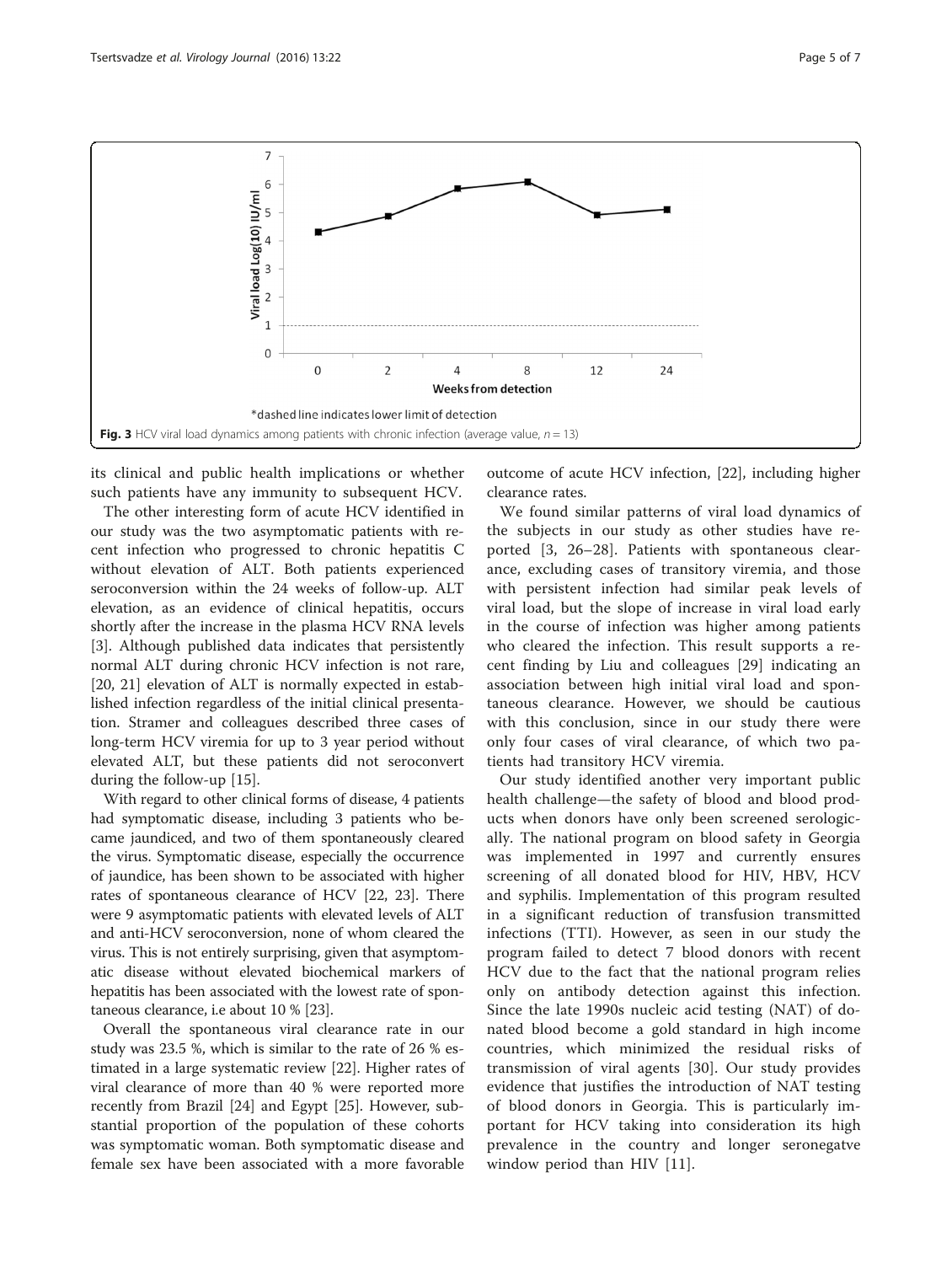Fig. 3 HCV viral load dynamics among patients with chronic infection (average value, $n = 13$)

its clinical and public health implications or whether such patients have any immunity to subsequent HCV.

The other interesting form of acute HCV identified in our study was the two asymptomatic patients with recent infection who progressed to chronic hepatitis C without elevation of ALT. Both patients experienced seroconversion within the 24 weeks of follow-up. ALT elevation, as an evidence of clinical hepatitis, occurs shortly after the increase in the plasma HCV RNA levels [3]. Although published data indicates that persistently normal ALT during chronic HCV infection is not rare, [20, 21] elevation of ALT is normally expected in established infection regardless of the initial clinical presentation. Stramer and colleagues described three cases of long-term HCV viremia for up to 3 year period without elevated ALT, but these patients did not seroconvert during the follow-up [15].

With regard to other clinical forms of disease, 4 patients had symptomatic disease, including 3 patients who became jaundiced, and two of them spontaneously cleared the virus. Symptomatic disease, especially the occurrence of jaundice, has been shown to be associated with higher rates of spontaneous clearance of HCV [22, 23]. There were 9 asymptomatic patients with elevated levels of ALT and anti-HCV seroconversion, none of whom cleared the virus. This is not entirely surprising, given that asymptomatic disease without elevated biochemical markers of hepatitis has been associated with the lowest rate of spontaneous clearance, i.e about 10 % [23].

Overall the spontaneous viral clearance rate in our study was 23.5 %, which is similar to the rate of 26 % estimated in a large systematic review [22]. Higher rates of viral clearance of more than 40 % were reported more recently from Brazil [24] and Egypt [25]. However, substantial proportion of the population of these cohorts was symptomatic woman. Both symptomatic disease and female sex have been associated with a more favorable outcome of acute HCV infection, [22], including higher clearance rates.

We found similar patterns of viral load dynamics of the subjects in our study as other studies have reported [3, 26–28]. Patients with spontaneous clearance, excluding cases of transitory viremia, and those with persistent infection had similar peak levels of viral load, but the slope of increase in viral load early in the course of infection was higher among patients who cleared the infection. This result supports a recent finding by Liu and colleagues [29] indicating an association between high initial viral load and spontaneous clearance. However, we should be cautious with this conclusion, since in our study there were only four cases of viral clearance, of which two patients had transitory HCV viremia.

Our study identified another very important public health challenge—the safety of blood and blood products when donors have only been screened serologically. The national program on blood safety in Georgia was implemented in 1997 and currently ensures screening of all donated blood for HIV, HBV, HCV and syphilis. Implementation of this program resulted in a significant reduction of transfusion transmitted infections (TTI). However, as seen in our study the program failed to detect 7 blood donors with recent HCV due to the fact that the national program relies only on antibody detection against this infection. Since the late 1990s nucleic acid testing (NAT) of donated blood become a gold standard in high income countries, which minimized the residual risks of transmission of viral agents [30]. Our study provides evidence that justifies the introduction of NAT testing of blood donors in Georgia. This is particularly important for HCV taking into consideration its high prevalence in the country and longer seronegatve window period than HIV [11].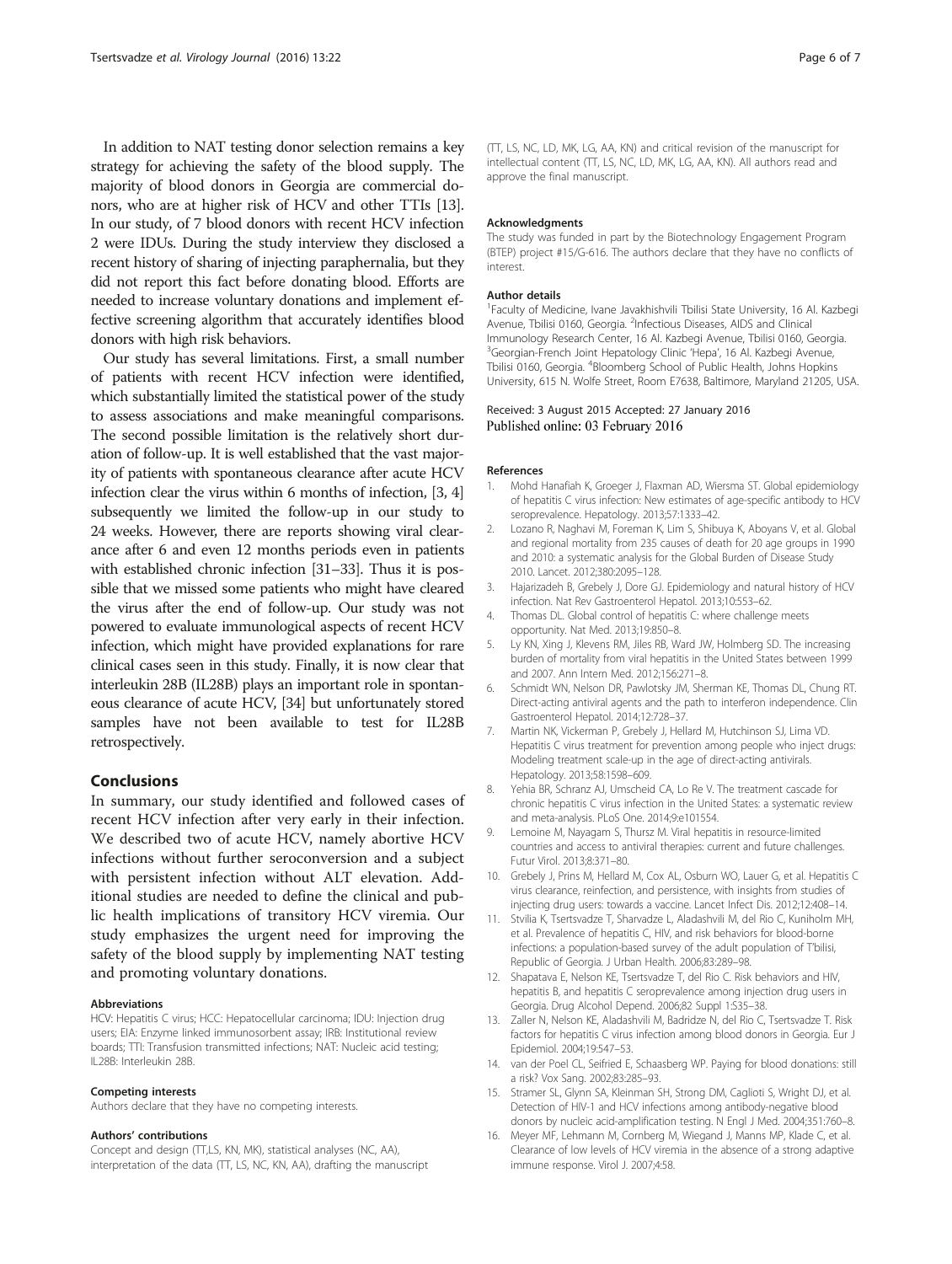In addition to NAT testing donor selection remains a key strategy for achieving the safety of the blood supply. The majority of blood donors in Georgia are commercial donors, who are at higher risk of HCV and other TTIs [13]. In our study, of 7 blood donors with recent HCV infection 2 were IDUs. During the study interview they disclosed a recent history of sharing of injecting paraphernalia, but they did not report this fact before donating blood. Efforts are needed to increase voluntary donations and implement effective screening algorithm that accurately identifies blood donors with high risk behaviors.

Our study has several limitations. First, a small number of patients with recent HCV infection were identified, which substantially limited the statistical power of the study to assess associations and make meaningful comparisons. The second possible limitation is the relatively short duration of follow-up. It is well established that the vast majority of patients with spontaneous clearance after acute HCV infection clear the virus within 6 months of infection, [3, 4] subsequently we limited the follow-up in our study to 24 weeks. However, there are reports showing viral clearance after 6 and even 12 months periods even in patients with established chronic infection [31–33]. Thus it is possible that we missed some patients who might have cleared the virus after the end of follow-up. Our study was not powered to evaluate immunological aspects of recent HCV infection, which might have provided explanations for rare clinical cases seen in this study. Finally, it is now clear that interleukin 28B (IL28B) plays an important role in spontaneous clearance of acute HCV, [34] but unfortunately stored samples have not been available to test for IL28B retrospectively.

## Conclusions

In summary, our study identified and followed cases of recent HCV infection after very early in their infection. We described two of acute HCV, namely abortive HCV infections without further seroconversion and a subject with persistent infection without ALT elevation. Additional studies are needed to define the clinical and public health implications of transitory HCV viremia. Our study emphasizes the urgent need for improving the safety of the blood supply by implementing NAT testing and promoting voluntary donations.

#### Abbreviations

HCV: Hepatitis C virus; HCC: Hepatocellular carcinoma; IDU: Injection drug users; EIA: Enzyme linked immunosorbent assay; IRB: Institutional review boards; TTI: Transfusion transmitted infections; NAT: Nucleic acid testing; IL28B: Interleukin 28B.

#### Competing interests

Authors declare that they have no competing interests.

#### Authors' contributions

Concept and design (TT,LS, KN, MK), statistical analyses (NC, AA), interpretation of the data (TT, LS, NC, KN, AA), drafting the manuscript (TT, LS, NC, LD, MK, LG, AA, KN) and critical revision of the manuscript for intellectual content (TT, LS, NC, LD, MK, LG, AA, KN). All authors read and approve the final manuscript.

#### Acknowledgments

The study was funded in part by the Biotechnology Engagement Program (BTEP) project #15/G-616. The authors declare that they have no conflicts of interest.

#### Author details

[1]Faculty of Medicine, Ivane Javakhishvili Tbilisi State University, 16 Al. Kazbegi Avenue, Tbilisi 0160, Georgia. [2]Infectious Diseases, AIDS and Clinical Immunology Research Center, 16 Al. Kazbegi Avenue, Tbilisi 0160, Georgia. [3]Georgian-French Joint Hepatology Clinic 'Hepa', 16 Al. Kazbegi Avenue, Tbilisi 0160, Georgia. [4]Bloomberg School of Public Health, Johns Hopkins University, 615 N. Wolfe Street, Room E7638, Baltimore, Maryland 21205, USA.

Received: 3 August 2015 Accepted: 27 January 2016
Published online: 03 February 2016

#### References

1. Mohd Hanafiah K, Groeger J, Flaxman AD, Wiersma ST. Global epidemiology of hepatitis C virus infection: New estimates of age-specific antibody to HCV seroprevalence. Hepatology. 2013;57:1333–42.
2. Lozano R, Naghavi M, Foreman K, Lim S, Shibuya K, Aboyans V, et al. Global and regional mortality from 235 causes of death for 20 age groups in 1990 and 2010: a systematic analysis for the Global Burden of Disease Study 2010. Lancet. 2012;380:2095–128.
3. Hajarizadeh B, Grebely J, Dore GJ. Epidemiology and natural history of HCV infection. Nat Rev Gastroenterol Hepatol. 2013;10:553–62.
4. Thomas DL. Global control of hepatitis C: where challenge meets opportunity. Nat Med. 2013;19:850–8.
5. Ly KN, Xing J, Klevens RM, Jiles RB, Ward JW, Holmberg SD. The increasing burden of mortality from viral hepatitis in the United States between 1999 and 2007. Ann Intern Med. 2012;156:271–8.
6. Schmidt WN, Nelson DR, Pawlotsky JM, Sherman KE, Thomas DL, Chung RT. Direct-acting antiviral agents and the path to interferon independence. Clin Gastroenterol Hepatol. 2014;12:728–37.
7. Martin NK, Vickerman P, Grebely J, Hellard M, Hutchinson SJ, Lima VD. Hepatitis C virus treatment for prevention among people who inject drugs: Modeling treatment scale-up in the age of direct-acting antivirals. Hepatology. 2013;58:1598–609.
8. Yehia BR, Schranz AJ, Umscheid CA, Lo Re V. The treatment cascade for chronic hepatitis C virus infection in the United States: a systematic review and meta-analysis. PLoS One. 2014;9:e101554.
9. Lemoine M, Nayagam S, Thursz M. Viral hepatitis in resource-limited countries and access to antiviral therapies: current and future challenges. Futur Virol. 2013;8:371–80.
10. Grebely J, Prins M, Hellard M, Cox AL, Osburn WO, Lauer G, et al. Hepatitis C virus clearance, reinfection, and persistence, with insights from studies of injecting drug users: towards a vaccine. Lancet Infect Dis. 2012;12:408–14.
11. Stvilia K, Tsertsvadze T, Sharvadze L, Aladashvili M, del Rio C, Kuniholm MH, et al. Prevalence of hepatitis C, HIV, and risk behaviors for blood-borne infections: a population-based survey of the adult population of T'bilisi, Republic of Georgia. J Urban Health. 2006;83:289–98.
12. Shapatava E, Nelson KE, Tsertsvadze T, del Rio C. Risk behaviors and HIV, hepatitis B, and hepatitis C seroprevalence among injection drug users in Georgia. Drug Alcohol Depend. 2006;82 Suppl 1:S35–38.
13. Zaller N, Nelson KE, Aladashvili M, Badridze N, del Rio C, Tsertsvadze T. Risk factors for hepatitis C virus infection among blood donors in Georgia. Eur J Epidemiol. 2004;19:547–53.
14. van der Poel CL, Seifried E, Schaasberg WP. Paying for blood donations: still a risk? Vox Sang. 2002;83:285–93.
15. Stramer SL, Glynn SA, Kleinman SH, Strong DM, Caglioti S, Wright DJ, et al. Detection of HIV-1 and HCV infections among antibody-negative blood donors by nucleic acid-amplification testing. N Engl J Med. 2004;351:760–8.
16. Meyer MF, Lehmann M, Cornberg M, Wiegand J, Manns MP, Klade C, et al. Clearance of low levels of HCV viremia in the absence of a strong adaptive immune response. Virol J. 2007;4:58.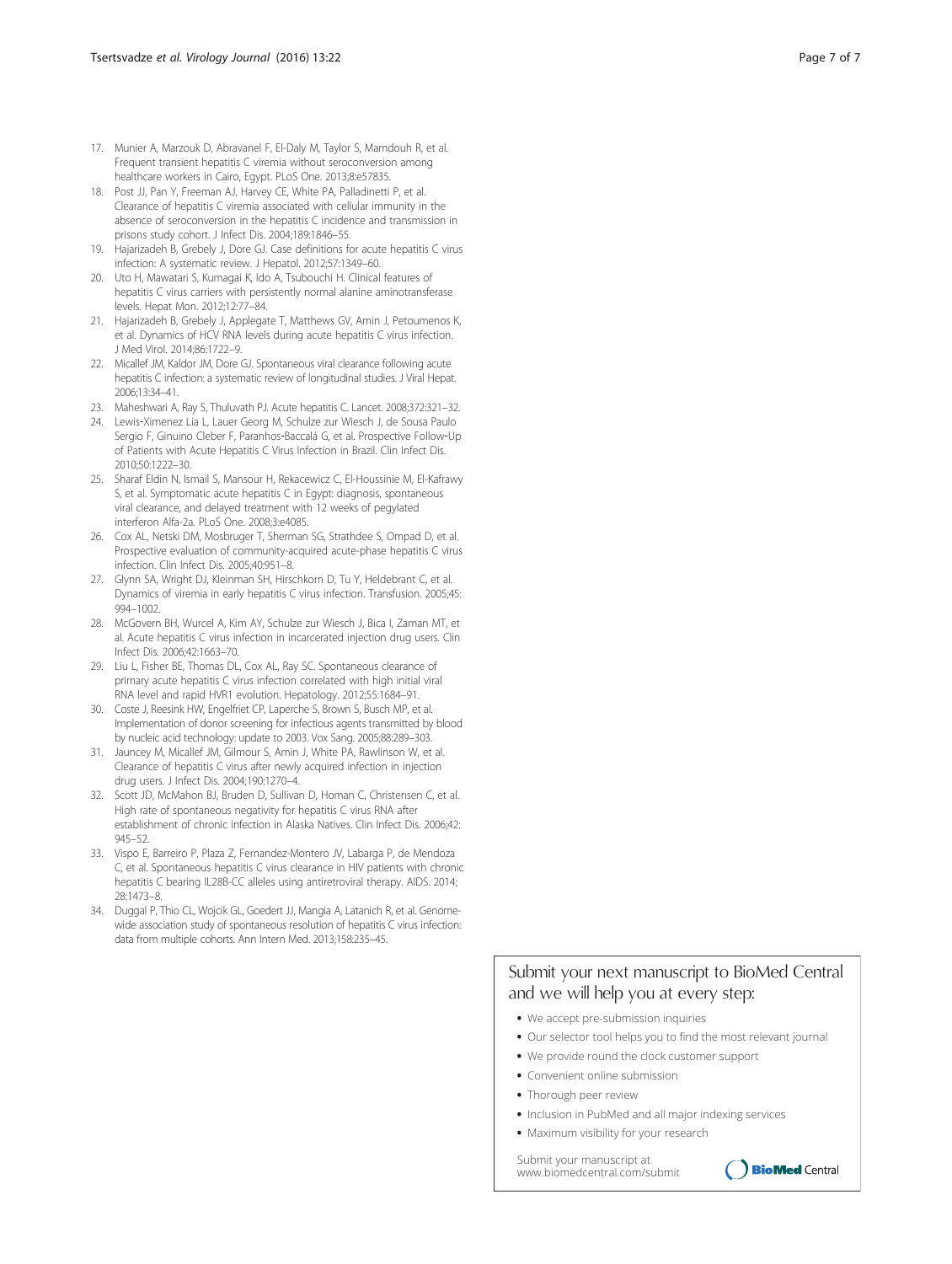17. Munier A, Marzouk D, Abravanel F, El-Daly M, Taylor S, Mamdouh R, et al. Frequent transient hepatitis C viremia without seroconversion among healthcare workers in Cairo, Egypt. PLoS One. 2013;8:e57835.
18. Post JJ, Pan Y, Freeman AJ, Harvey CE, White PA, Palladinetti P, et al. Clearance of hepatitis C viremia associated with cellular immunity in the absence of seroconversion in the hepatitis C incidence and transmission in prisons study cohort. J Infect Dis. 2004;189:1846–55.
19. Hajarizadeh B, Grebely J, Dore GJ. Case definitions for acute hepatitis C virus infection: A systematic review. J Hepatol. 2012;57:1349–60.
20. Uto H, Mawatari S, Kumagai K, Ido A, Tsubouchi H. Clinical features of hepatitis C virus carriers with persistently normal alanine aminotransferase levels. Hepat Mon. 2012;12:77–84.
21. Hajarizadeh B, Grebely J, Applegate T, Matthews GV, Amin J, Petoumenos K, et al. Dynamics of HCV RNA levels during acute hepatitis C virus infection. J Med Virol. 2014;86:1722–9.
22. Micallef JM, Kaldor JM, Dore GJ. Spontaneous viral clearance following acute hepatitis C infection: a systematic review of longitudinal studies. J Viral Hepat. 2006;13:34–41.
23. Maheshwari A, Ray S, Thuluvath PJ. Acute hepatitis C. Lancet. 2008;372:321–32.
24. Lewis-Ximenez Lia L, Lauer Georg M, Schulze zur Wiesch J, de Sousa Paulo Sergio F, Ginuino Cleber F, Paranhos-Baccalá G, et al. Prospective Follow-Up of Patients with Acute Hepatitis C Virus Infection in Brazil. Clin Infect Dis. 2010;50:1222–30.
25. Sharaf Eldin N, Ismail S, Mansour H, Rekacewicz C, El-Houssinie M, El-Kafrawy S, et al. Symptomatic acute hepatitis C in Egypt: diagnosis, spontaneous viral clearance, and delayed treatment with 12 weeks of pegylated interferon Alfa-2a. PLoS One. 2008;3:e4085.
26. Cox AL, Netski DM, Mosbruger T, Sherman SG, Strathdee S, Ompad D, et al. Prospective evaluation of community-acquired acute-phase hepatitis C virus infection. Clin Infect Dis. 2005;40:951–8.
27. Glynn SA, Wright DJ, Kleinman SH, Hirschkorn D, Tu Y, Heldebrant C, et al. Dynamics of viremia in early hepatitis C virus infection. Transfusion. 2005;45: 994–1002.
28. McGovern BH, Wurcel A, Kim AY, Schulze zur Wiesch J, Bica I, Zaman MT, et al. Acute hepatitis C virus infection in incarcerated injection drug users. Clin Infect Dis. 2006;42:1663–70.
29. Liu L, Fisher BE, Thomas DL, Cox AL, Ray SC. Spontaneous clearance of primary acute hepatitis C virus infection correlated with high initial viral RNA level and rapid HVR1 evolution. Hepatology. 2012;55:1684–91.
30. Coste J, Reesink HW, Engelfriet CP, Laperche S, Brown S, Busch MP, et al. Implementation of donor screening for infectious agents transmitted by blood by nucleic acid technology: update to 2003. Vox Sang. 2005;88:289–303.
31. Jauncey M, Micallef JM, Gilmour S, Amin J, White PA, Rawlinson W, et al. Clearance of hepatitis C virus after newly acquired infection in injection drug users. J Infect Dis. 2004;190:1270–4.
32. Scott JD, McMahon BJ, Bruden D, Sullivan D, Homan C, Christensen C, et al. High rate of spontaneous negativity for hepatitis C virus RNA after establishment of chronic infection in Alaska Natives. Clin Infect Dis. 2006;42: 945–52.
33. Vispo E, Barreiro P, Plaza Z, Fernandez-Montero JV, Labarga P, de Mendoza C, et al. Spontaneous hepatitis C virus clearance in HIV patients with chronic hepatitis C bearing IL28B-CC alleles using antiretroviral therapy. AIDS. 2014; 28:1473–8.
34. Duggal P, Thio CL, Wojcik GL, Goedert JJ, Mangia A, Latanich R, et al. Genome-wide association study of spontaneous resolution of hepatitis C virus infection: data from multiple cohorts. Ann Intern Med. 2013;158:235–45.

Submit your next manuscript to BioMed Central and we will help you at every step:

- We accept pre-submission inquiries
- Our selector tool helps you to find the most relevant journal
- We provide round the clock customer support
- Convenient online submission
- Thorough peer review
- Inclusion in PubMed and all major indexing services
- Maximum visibility for your research

Submit your manuscript at
www.biomedcentral.com/submit

BioMed Central